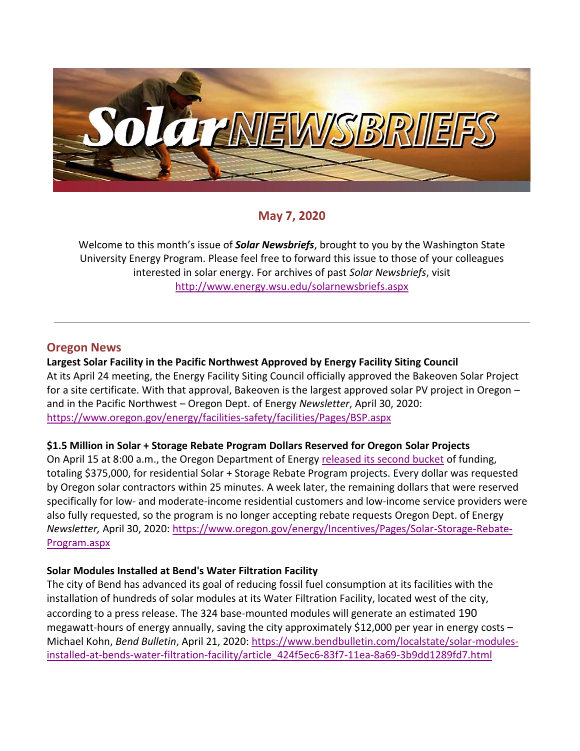# Solar NEWSBRIEFS

## May 7, 2020

Welcome to this month's issue of ***Solar Newsbriefs***, brought to you by the Washington State University Energy Program. Please feel free to forward this issue to those of your colleagues interested in solar energy. For archives of past *Solar Newsbriefs*, visit http://www.energy.wsu.edu/solarnewsbriefs.aspx

---

## Oregon News

**Largest Solar Facility in the Pacific Northwest Approved by Energy Facility Siting Council**

At its April 24 meeting, the Energy Facility Siting Council officially approved the Bakeoven Solar Project for a site certificate. With that approval, Bakeoven is the largest approved solar PV project in Oregon – and in the Pacific Northwest – Oregon Dept. of Energy *Newsletter*, April 30, 2020: https://www.oregon.gov/energy/facilities-safety/facilities/Pages/BSP.aspx

**$1.5 Million in Solar + Storage Rebate Program Dollars Reserved for Oregon Solar Projects**

On April 15 at 8:00 a.m., the Oregon Department of Energy released its second bucket of funding, totaling $375,000, for residential Solar + Storage Rebate Program projects. Every dollar was requested by Oregon solar contractors within 25 minutes. A week later, the remaining dollars that were reserved specifically for low- and moderate-income residential customers and low-income service providers were also fully requested, so the program is no longer accepting rebate requests Oregon Dept. of Energy *Newsletter,* April 30, 2020: https://www.oregon.gov/energy/Incentives/Pages/Solar-Storage-Rebate-Program.aspx

**Solar Modules Installed at Bend's Water Filtration Facility**

The city of Bend has advanced its goal of reducing fossil fuel consumption at its facilities with the installation of hundreds of solar modules at its Water Filtration Facility, located west of the city, according to a press release. The 324 base-mounted modules will generate an estimated 190 megawatt-hours of energy annually, saving the city approximately $12,000 per year in energy costs – Michael Kohn, *Bend Bulletin*, April 21, 2020: https://www.bendbulletin.com/localstate/solar-modules-installed-at-bends-water-filtration-facility/article_424f5ec6-83f7-11ea-8a69-3b9dd1289fd7.html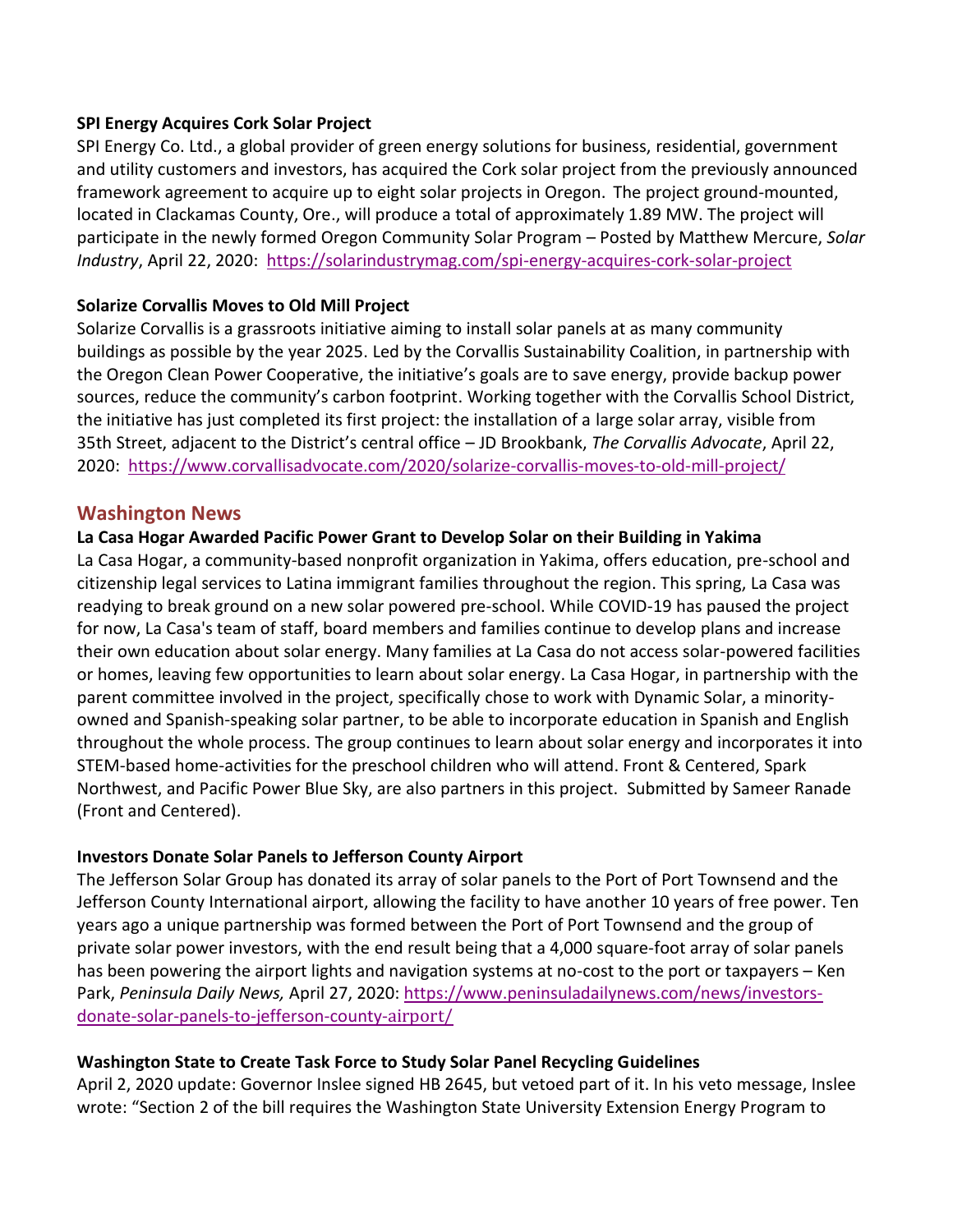**SPI Energy Acquires Cork Solar Project**

SPI Energy Co. Ltd., a global provider of green energy solutions for business, residential, government and utility customers and investors, has acquired the Cork solar project from the previously announced framework agreement to acquire up to eight solar projects in Oregon. The project ground-mounted, located in Clackamas County, Ore., will produce a total of approximately 1.89 MW. The project will participate in the newly formed Oregon Community Solar Program – Posted by Matthew Mercure, *Solar Industry*, April 22, 2020: https://solarindustrymag.com/spi-energy-acquires-cork-solar-project

**Solarize Corvallis Moves to Old Mill Project**

Solarize Corvallis is a grassroots initiative aiming to install solar panels at as many community buildings as possible by the year 2025. Led by the Corvallis Sustainability Coalition, in partnership with the Oregon Clean Power Cooperative, the initiative's goals are to save energy, provide backup power sources, reduce the community's carbon footprint. Working together with the Corvallis School District, the initiative has just completed its first project: the installation of a large solar array, visible from 35th Street, adjacent to the District's central office – JD Brookbank, *The Corvallis Advocate*, April 22, 2020: https://www.corvallisadvocate.com/2020/solarize-corvallis-moves-to-old-mill-project/

## Washington News

**La Casa Hogar Awarded Pacific Power Grant to Develop Solar on their Building in Yakima**

La Casa Hogar, a community-based nonprofit organization in Yakima, offers education, pre-school and citizenship legal services to Latina immigrant families throughout the region. This spring, La Casa was readying to break ground on a new solar powered pre-school. While COVID-19 has paused the project for now, La Casa's team of staff, board members and families continue to develop plans and increase their own education about solar energy. Many families at La Casa do not access solar-powered facilities or homes, leaving few opportunities to learn about solar energy. La Casa Hogar, in partnership with the parent committee involved in the project, specifically chose to work with Dynamic Solar, a minority-owned and Spanish-speaking solar partner, to be able to incorporate education in Spanish and English throughout the whole process. The group continues to learn about solar energy and incorporates it into STEM-based home-activities for the preschool children who will attend. Front & Centered, Spark Northwest, and Pacific Power Blue Sky, are also partners in this project. Submitted by Sameer Ranade (Front and Centered).

**Investors Donate Solar Panels to Jefferson County Airport**

The Jefferson Solar Group has donated its array of solar panels to the Port of Port Townsend and the Jefferson County International airport, allowing the facility to have another 10 years of free power. Ten years ago a unique partnership was formed between the Port of Port Townsend and the group of private solar power investors, with the end result being that a 4,000 square-foot array of solar panels has been powering the airport lights and navigation systems at no-cost to the port or taxpayers – Ken Park, *Peninsula Daily News,* April 27, 2020: https://www.peninsuladailynews.com/news/investors-donate-solar-panels-to-jefferson-county-airport/

**Washington State to Create Task Force to Study Solar Panel Recycling Guidelines**

April 2, 2020 update: Governor Inslee signed HB 2645, but vetoed part of it. In his veto message, Inslee wrote: "Section 2 of the bill requires the Washington State University Extension Energy Program to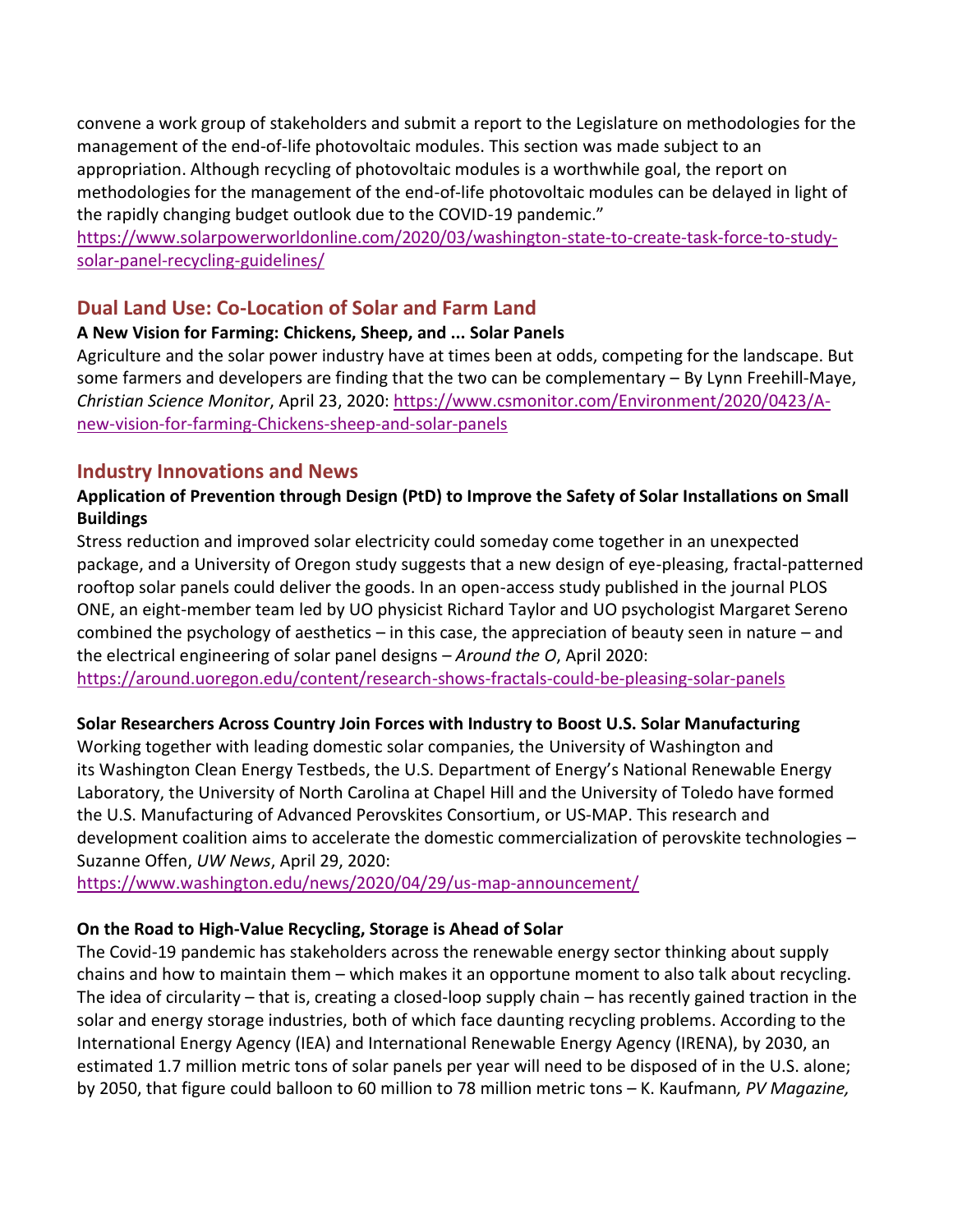convene a work group of stakeholders and submit a report to the Legislature on methodologies for the management of the end-of-life photovoltaic modules. This section was made subject to an appropriation. Although recycling of photovoltaic modules is a worthwhile goal, the report on methodologies for the management of the end-of-life photovoltaic modules can be delayed in light of the rapidly changing budget outlook due to the COVID-19 pandemic."
https://www.solarpowerworldonline.com/2020/03/washington-state-to-create-task-force-to-study-solar-panel-recycling-guidelines/

## Dual Land Use: Co-Location of Solar and Farm Land

**A New Vision for Farming: Chickens, Sheep, and ... Solar Panels**

Agriculture and the solar power industry have at times been at odds, competing for the landscape. But some farmers and developers are finding that the two can be complementary – By Lynn Freehill-Maye, *Christian Science Monitor*, April 23, 2020: https://www.csmonitor.com/Environment/2020/0423/A-new-vision-for-farming-Chickens-sheep-and-solar-panels

## Industry Innovations and News

**Application of Prevention through Design (PtD) to Improve the Safety of Solar Installations on Small Buildings**

Stress reduction and improved solar electricity could someday come together in an unexpected package, and a University of Oregon study suggests that a new design of eye-pleasing, fractal-patterned rooftop solar panels could deliver the goods. In an open-access study published in the journal PLOS ONE, an eight-member team led by UO physicist Richard Taylor and UO psychologist Margaret Sereno combined the psychology of aesthetics – in this case, the appreciation of beauty seen in nature – and the electrical engineering of solar panel designs – *Around the O*, April 2020: https://around.uoregon.edu/content/research-shows-fractals-could-be-pleasing-solar-panels

**Solar Researchers Across Country Join Forces with Industry to Boost U.S. Solar Manufacturing**

Working together with leading domestic solar companies, the University of Washington and its Washington Clean Energy Testbeds, the U.S. Department of Energy's National Renewable Energy Laboratory, the University of North Carolina at Chapel Hill and the University of Toledo have formed the U.S. Manufacturing of Advanced Perovskites Consortium, or US-MAP. This research and development coalition aims to accelerate the domestic commercialization of perovskite technologies – Suzanne Offen, *UW News*, April 29, 2020:
https://www.washington.edu/news/2020/04/29/us-map-announcement/

**On the Road to High-Value Recycling, Storage is Ahead of Solar**

The Covid-19 pandemic has stakeholders across the renewable energy sector thinking about supply chains and how to maintain them – which makes it an opportune moment to also talk about recycling. The idea of circularity – that is, creating a closed-loop supply chain – has recently gained traction in the solar and energy storage industries, both of which face daunting recycling problems. According to the International Energy Agency (IEA) and International Renewable Energy Agency (IRENA), by 2030, an estimated 1.7 million metric tons of solar panels per year will need to be disposed of in the U.S. alone; by 2050, that figure could balloon to 60 million to 78 million metric tons – K. Kaufmann*, PV Magazine,*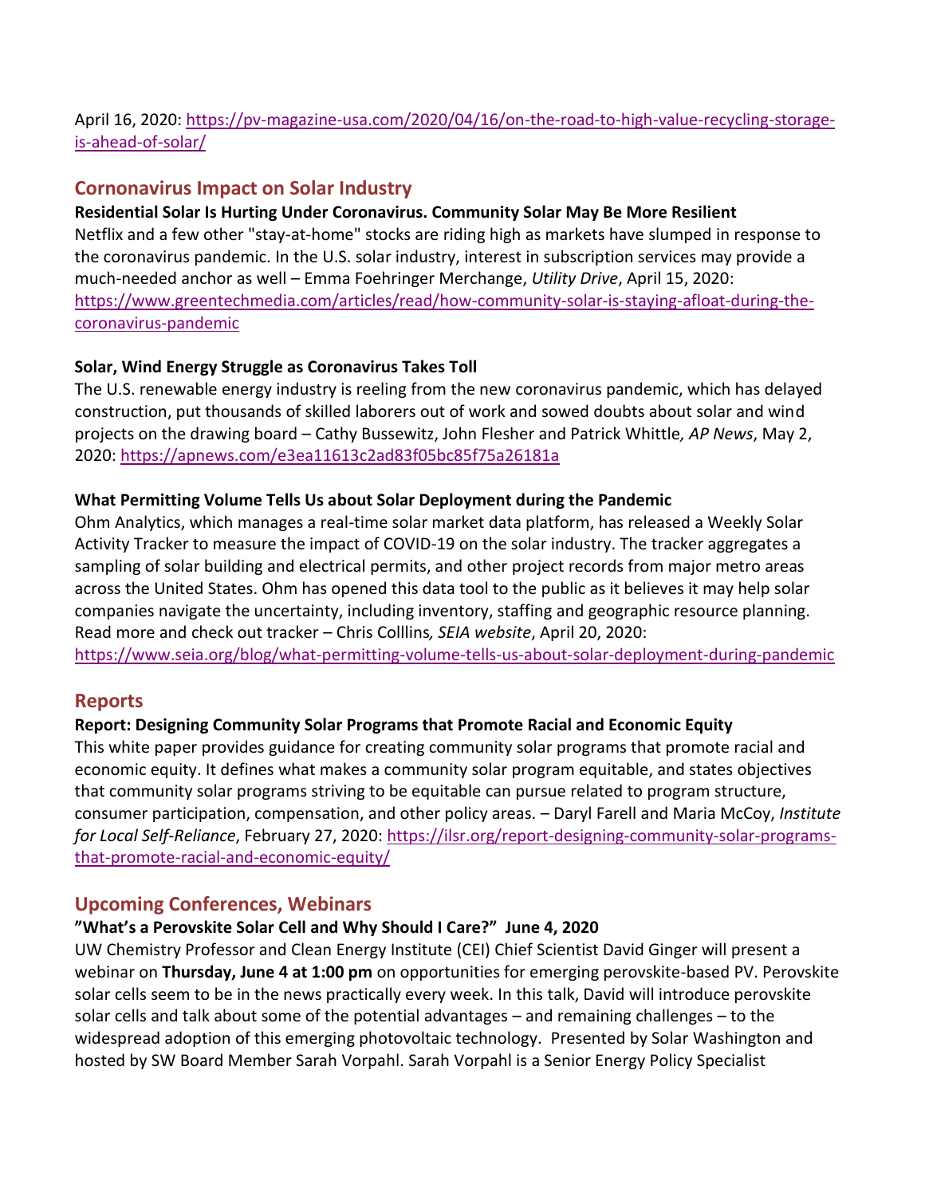April 16, 2020: [https://pv-magazine-usa.com/2020/04/16/on-the-road-to-high-value-recycling-storage-is-ahead-of-solar/](https://pv-magazine-usa.com/2020/04/16/on-the-road-to-high-value-recycling-storage-is-ahead-of-solar/)

## Cornonavirus Impact on Solar Industry

**Residential Solar Is Hurting Under Coronavirus. Community Solar May Be More Resilient**

Netflix and a few other "stay-at-home" stocks are riding high as markets have slumped in response to the coronavirus pandemic. In the U.S. solar industry, interest in subscription services may provide a much-needed anchor as well – Emma Foehringer Merchange, *Utility Drive*, April 15, 2020: [https://www.greentechmedia.com/articles/read/how-community-solar-is-staying-afloat-during-the-coronavirus-pandemic](https://www.greentechmedia.com/articles/read/how-community-solar-is-staying-afloat-during-the-coronavirus-pandemic)

**Solar, Wind Energy Struggle as Coronavirus Takes Toll**

The U.S. renewable energy industry is reeling from the new coronavirus pandemic, which has delayed construction, put thousands of skilled laborers out of work and sowed doubts about solar and wind projects on the drawing board – Cathy Bussewitz, John Flesher and Patrick Whittle*, AP News*, May 2, 2020: [https://apnews.com/e3ea11613c2ad83f05bc85f75a26181a](https://apnews.com/e3ea11613c2ad83f05bc85f75a26181a)

**What Permitting Volume Tells Us about Solar Deployment during the Pandemic**

Ohm Analytics, which manages a real-time solar market data platform, has released a Weekly Solar Activity Tracker to measure the impact of COVID-19 on the solar industry. The tracker aggregates a sampling of solar building and electrical permits, and other project records from major metro areas across the United States. Ohm has opened this data tool to the public as it believes it may help solar companies navigate the uncertainty, including inventory, staffing and geographic resource planning. Read more and check out tracker – Chris Colllins*, SEIA website*, April 20, 2020: [https://www.seia.org/blog/what-permitting-volume-tells-us-about-solar-deployment-during-pandemic](https://www.seia.org/blog/what-permitting-volume-tells-us-about-solar-deployment-during-pandemic)

## Reports

**Report: Designing Community Solar Programs that Promote Racial and Economic Equity**

This white paper provides guidance for creating community solar programs that promote racial and economic equity. It defines what makes a community solar program equitable, and states objectives that community solar programs striving to be equitable can pursue related to program structure, consumer participation, compensation, and other policy areas. – Daryl Farell and Maria McCoy, *Institute for Local Self-Reliance*, February 27, 2020: [https://ilsr.org/report-designing-community-solar-programs-that-promote-racial-and-economic-equity/](https://ilsr.org/report-designing-community-solar-programs-that-promote-racial-and-economic-equity/)

## Upcoming Conferences, Webinars

**"What's a Perovskite Solar Cell and Why Should I Care?" June 4, 2020**

UW Chemistry Professor and Clean Energy Institute (CEI) Chief Scientist David Ginger will present a webinar on **Thursday, June 4 at 1:00 pm** on opportunities for emerging perovskite-based PV. Perovskite solar cells seem to be in the news practically every week. In this talk, David will introduce perovskite solar cells and talk about some of the potential advantages – and remaining challenges – to the widespread adoption of this emerging photovoltaic technology. Presented by Solar Washington and hosted by SW Board Member Sarah Vorpahl. Sarah Vorpahl is a Senior Energy Policy Specialist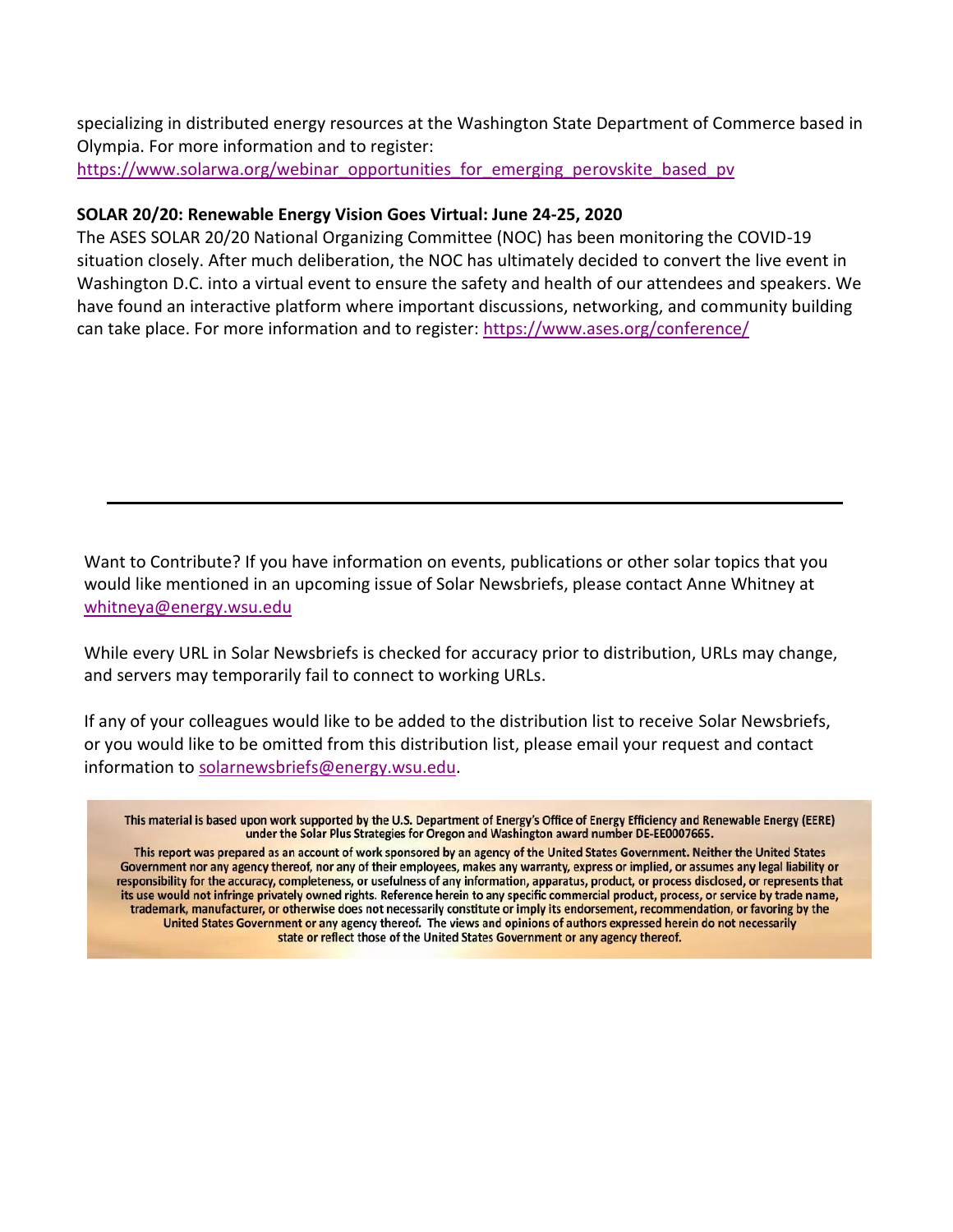specializing in distributed energy resources at the Washington State Department of Commerce based in Olympia. For more information and to register: https://www.solarwa.org/webinar_opportunities_for_emerging_perovskite_based_pv

**SOLAR 20/20: Renewable Energy Vision Goes Virtual: June 24-25, 2020**

The ASES SOLAR 20/20 National Organizing Committee (NOC) has been monitoring the COVID-19 situation closely. After much deliberation, the NOC has ultimately decided to convert the live event in Washington D.C. into a virtual event to ensure the safety and health of our attendees and speakers. We have found an interactive platform where important discussions, networking, and community building can take place. For more information and to register: https://www.ases.org/conference/

---

Want to Contribute? If you have information on events, publications or other solar topics that you would like mentioned in an upcoming issue of Solar Newsbriefs, please contact Anne Whitney at whitneya@energy.wsu.edu

While every URL in Solar Newsbriefs is checked for accuracy prior to distribution, URLs may change, and servers may temporarily fail to connect to working URLs.

If any of your colleagues would like to be added to the distribution list to receive Solar Newsbriefs, or you would like to be omitted from this distribution list, please email your request and contact information to solarnewsbriefs@energy.wsu.edu.

**This material is based upon work supported by the U.S. Department of Energy's Office of Energy Efficiency and Renewable Energy (EERE) under the Solar Plus Strategies for Oregon and Washington award number DE-EE0007665.**

**This report was prepared as an account of work sponsored by an agency of the United States Government. Neither the United States Government nor any agency thereof, nor any of their employees, makes any warranty, express or implied, or assumes any legal liability or responsibility for the accuracy, completeness, or usefulness of any information, apparatus, product, or process disclosed, or represents that its use would not infringe privately owned rights. Reference herein to any specific commercial product, process, or service by trade name, trademark, manufacturer, or otherwise does not necessarily constitute or imply its endorsement, recommendation, or favoring by the United States Government or any agency thereof. The views and opinions of authors expressed herein do not necessarily state or reflect those of the United States Government or any agency thereof.**